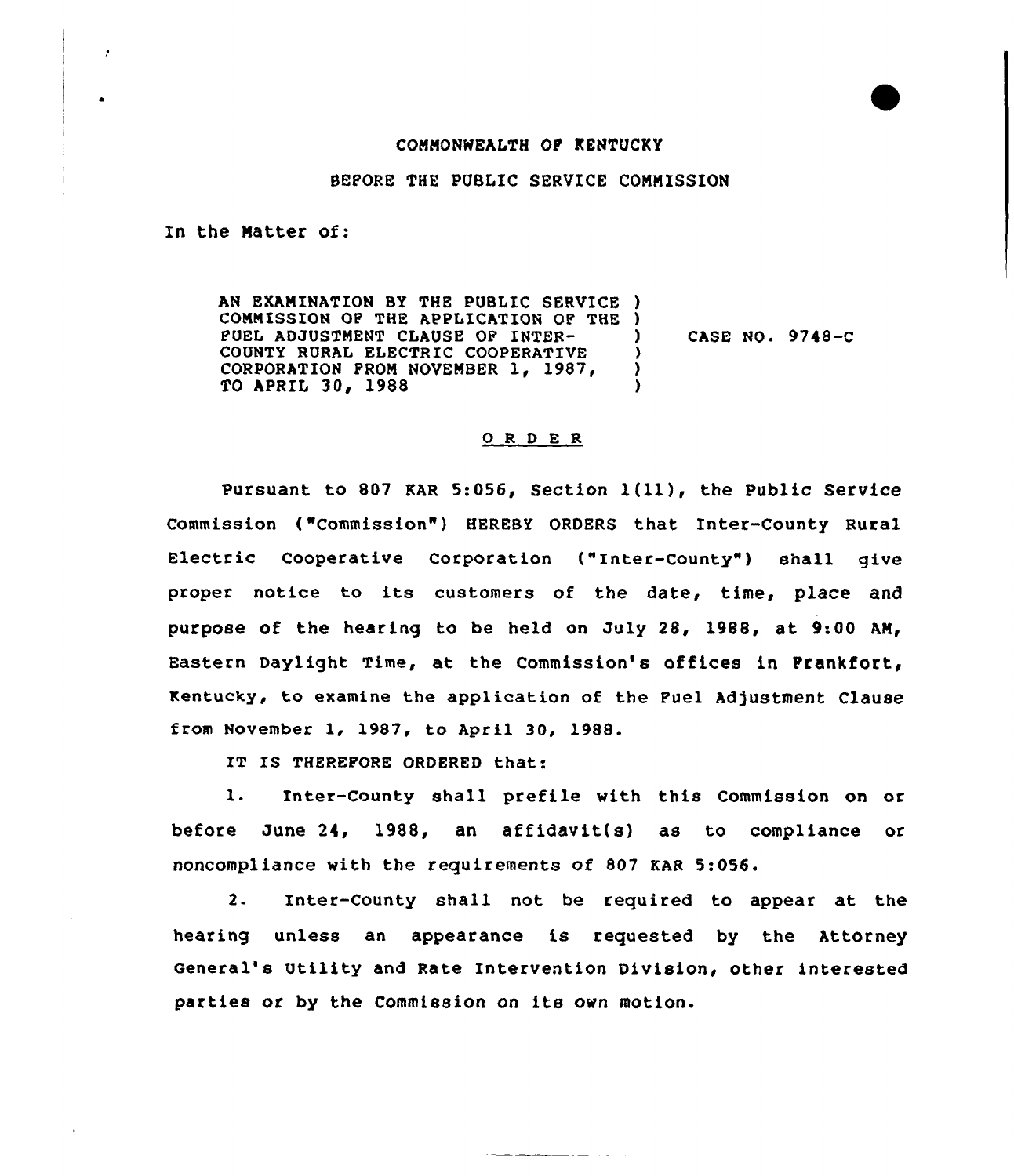COMMONWEALTH OF KENTUCKY

BEFORE THE PUBLIC SERVICE COMMISSION

In the Matter of:

AN EXAMINATION BY THE PUBLIC SERVICE COMMISSION OF THE APPLICATION OF THE FUEL ADJUSTMENT CLAUSE OF INTER-COUNTY RURAL ELECTRIC COOPERATIVE CORPORATION FROM NOVEMBER 1, 1987, TO APRIL 30, 1988 ) CASE NO. 9748-C

## ORDER

Pursuant to 807 KAR 5:056, Section 1(11), the Public Service Commission ("Commission") HEREBY ORDERS that Inter-County Rural Electric Cooperative Corporation ("Inter-County") shall give proper notice to its customers of the date, time, place and purpose of the hearing to be held on July 28, 1988, at 9:00 AM, Eastern Daylight Time, at the Commission's offices in Frankfort, Kentucky, to examine the application of the Fuel Adjustment Clause from November 1, 1987, to April 30, 1988.

IT IS THEREFORE ORDERED that:

1. Inter-County shall prefile with this Commission on or before June 24, 1988, an affidavit(s) as to compliance or noncompliance with the requirements of 807 KAR 5:056.

2. Inter-County shall not be required to appear at the hearing unless an appearance is requested by the Attorney General's Utility and Rate Intervention Division, other interested parties or by the Commission on its own motion.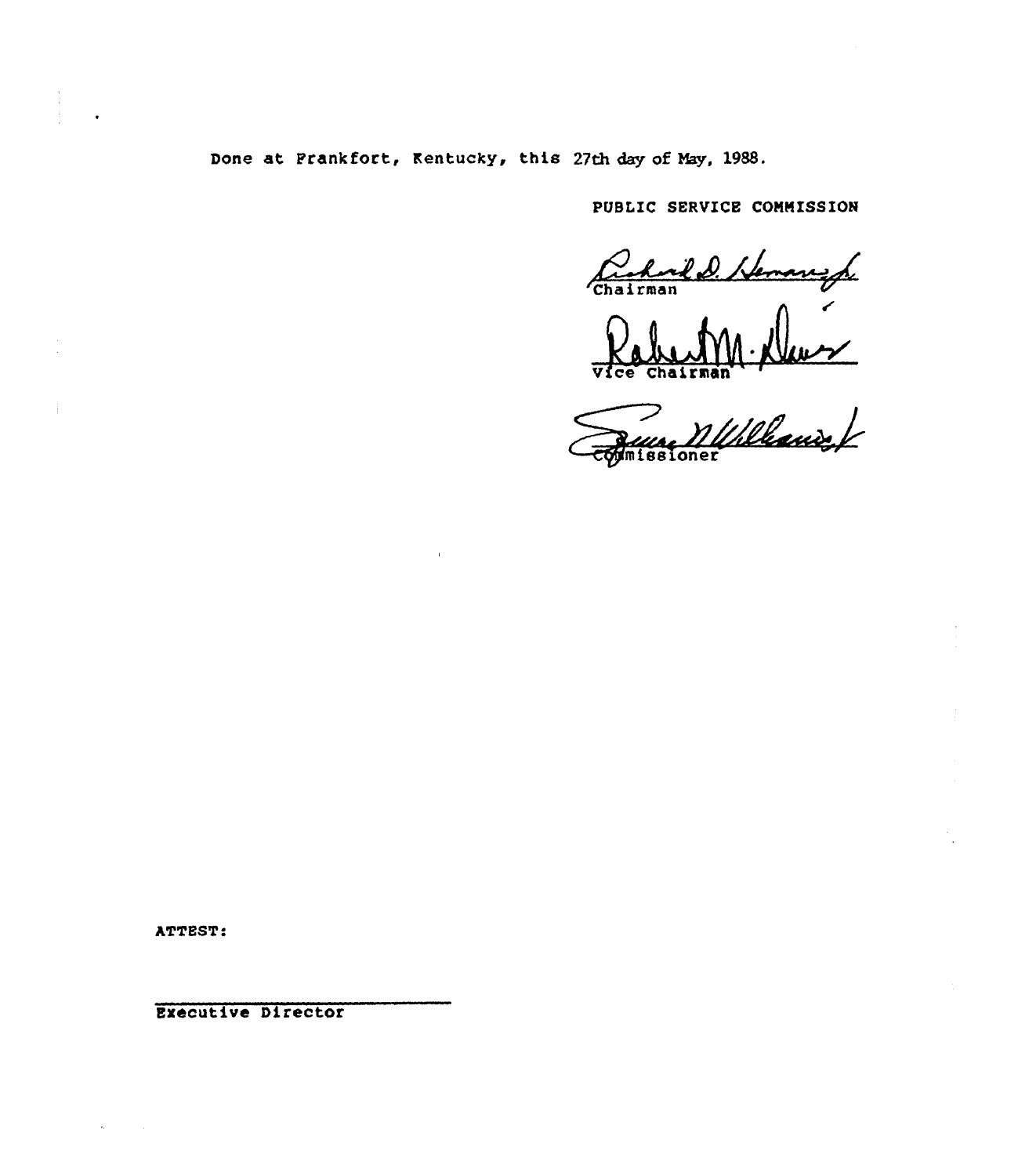Done at Frankfort, Kentucky, this 27th day of May, 1988.

PUBLIC SERVICE COMMISSION

Chairman

Vice Chairman

Commissioner

ATTEST:

Executive Director